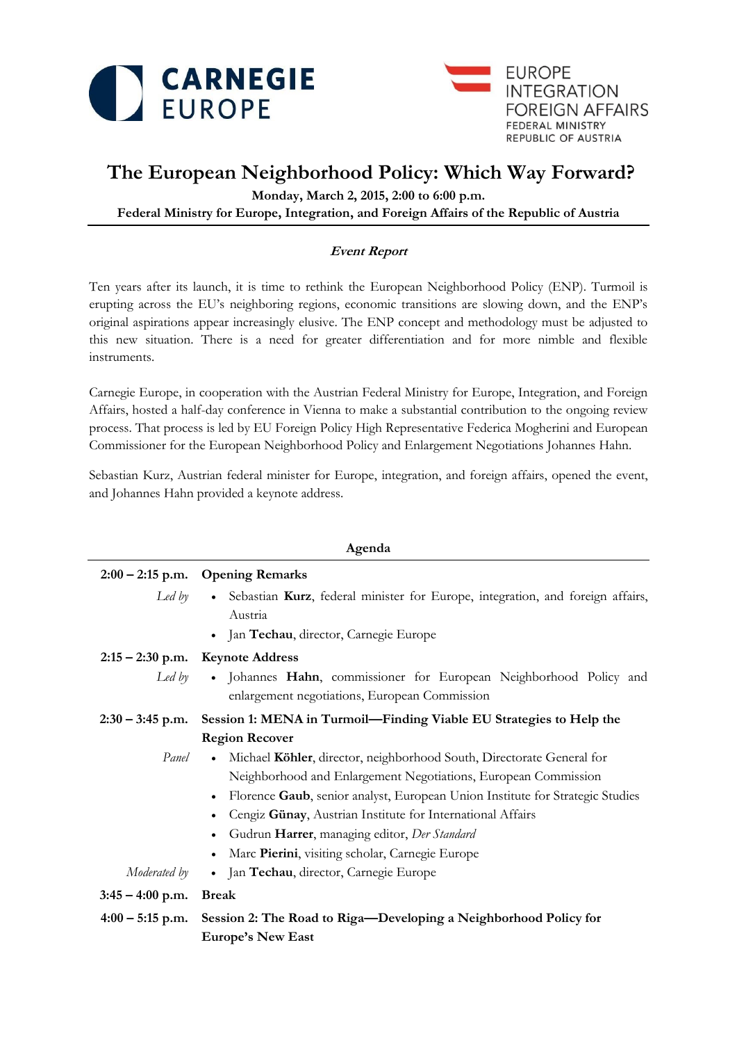CARNEGIE EUROPE

EUROPE INTEGRATION FOREIGN AFFAIRS
FEDERAL MINISTRY
REPUBLIC OF AUSTRIA

# The European Neighborhood Policy: Which Way Forward?

**Monday, March 2, 2015, 2:00 to 6:00 p.m.**
**Federal Ministry for Europe, Integration, and Foreign Affairs of the Republic of Austria**

***Event Report***

Ten years after its launch, it is time to rethink the European Neighborhood Policy (ENP). Turmoil is erupting across the EU's neighboring regions, economic transitions are slowing down, and the ENP's original aspirations appear increasingly elusive. The ENP concept and methodology must be adjusted to this new situation. There is a need for greater differentiation and for more nimble and flexible instruments.

Carnegie Europe, in cooperation with the Austrian Federal Ministry for Europe, Integration, and Foreign Affairs, hosted a half-day conference in Vienna to make a substantial contribution to the ongoing review process. That process is led by EU Foreign Policy High Representative Federica Mogherini and European Commissioner for the European Neighborhood Policy and Enlargement Negotiations Johannes Hahn.

Sebastian Kurz, Austrian federal minister for Europe, integration, and foreign affairs, opened the event, and Johannes Hahn provided a keynote address.

## Agenda

| | |
|---|---|
| **2:00 – 2:15 p.m.** | **Opening Remarks** |
| *Led by* | • Sebastian **Kurz**, federal minister for Europe, integration, and foreign affairs, Austria<br>• Jan **Techau**, director, Carnegie Europe |
| **2:15 – 2:30 p.m.** | **Keynote Address** |
| *Led by* | • Johannes **Hahn**, commissioner for European Neighborhood Policy and enlargement negotiations, European Commission |
| **2:30 – 3:45 p.m.** | **Session 1: MENA in Turmoil—Finding Viable EU Strategies to Help the Region Recover** |
| *Panel* | • Michael **Köhler**, director, neighborhood South, Directorate General for Neighborhood and Enlargement Negotiations, European Commission<br>• Florence **Gaub**, senior analyst, European Union Institute for Strategic Studies<br>• Cengiz **Günay**, Austrian Institute for International Affairs<br>• Gudrun **Harrer**, managing editor, *Der Standard*<br>• Marc **Pierini**, visiting scholar, Carnegie Europe |
| *Moderated by* | • Jan **Techau**, director, Carnegie Europe |
| **3:45 – 4:00 p.m.** | **Break** |
| **4:00 – 5:15 p.m.** | **Session 2: The Road to Riga—Developing a Neighborhood Policy for Europe's New East** |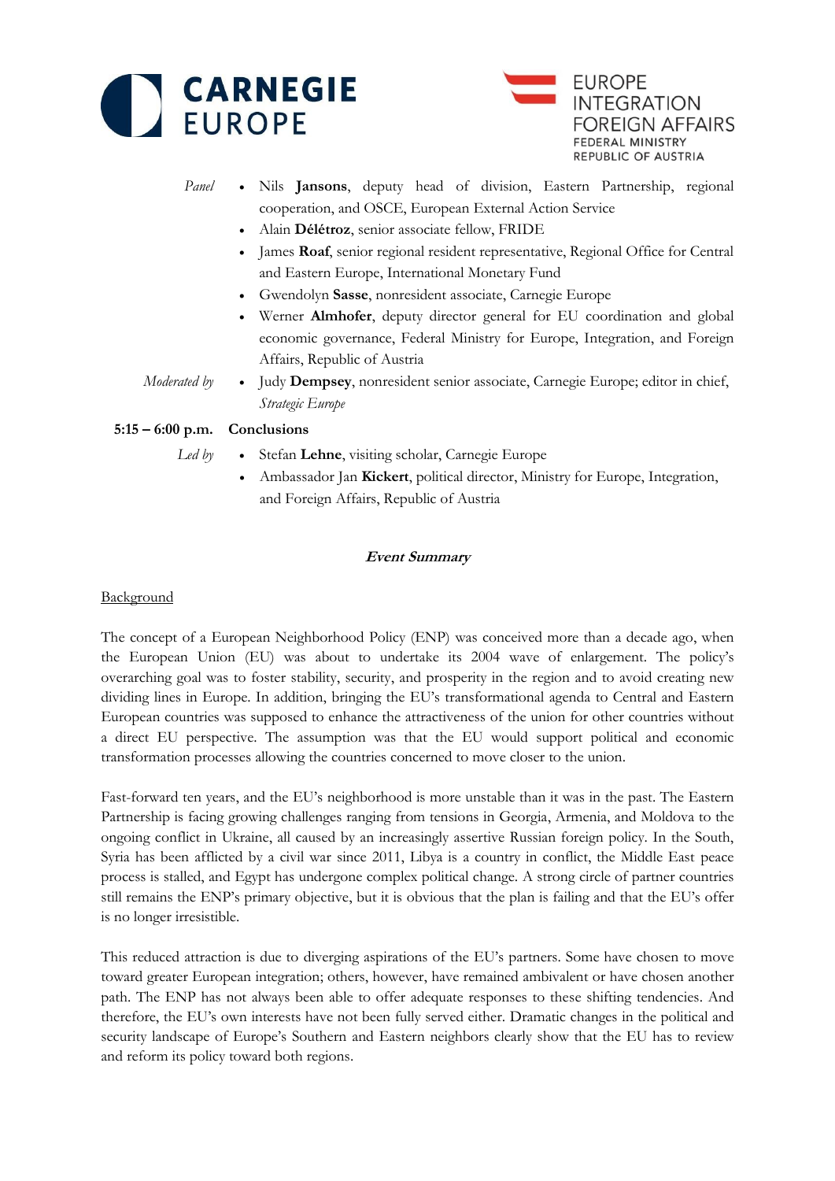*Panel*

- Nils **Jansons**, deputy head of division, Eastern Partnership, regional cooperation, and OSCE, European External Action Service
- Alain **Délétroz**, senior associate fellow, FRIDE
- James **Roaf**, senior regional resident representative, Regional Office for Central and Eastern Europe, International Monetary Fund
- Gwendolyn **Sasse**, nonresident associate, Carnegie Europe
- Werner **Almhofer**, deputy director general for EU coordination and global economic governance, Federal Ministry for Europe, Integration, and Foreign Affairs, Republic of Austria

*Moderated by*

- Judy **Dempsey**, nonresident senior associate, Carnegie Europe; editor in chief, *Strategic Europe*

**5:15 – 6:00 p.m.** **Conclusions**

*Led by*

- Stefan **Lehne**, visiting scholar, Carnegie Europe
- Ambassador Jan **Kickert**, political director, Ministry for Europe, Integration, and Foreign Affairs, Republic of Austria

## ***Event Summary***

### Background

The concept of a European Neighborhood Policy (ENP) was conceived more than a decade ago, when the European Union (EU) was about to undertake its 2004 wave of enlargement. The policy's overarching goal was to foster stability, security, and prosperity in the region and to avoid creating new dividing lines in Europe. In addition, bringing the EU's transformational agenda to Central and Eastern European countries was supposed to enhance the attractiveness of the union for other countries without a direct EU perspective. The assumption was that the EU would support political and economic transformation processes allowing the countries concerned to move closer to the union.

Fast-forward ten years, and the EU's neighborhood is more unstable than it was in the past. The Eastern Partnership is facing growing challenges ranging from tensions in Georgia, Armenia, and Moldova to the ongoing conflict in Ukraine, all caused by an increasingly assertive Russian foreign policy. In the South, Syria has been afflicted by a civil war since 2011, Libya is a country in conflict, the Middle East peace process is stalled, and Egypt has undergone complex political change. A strong circle of partner countries still remains the ENP's primary objective, but it is obvious that the plan is failing and that the EU's offer is no longer irresistible.

This reduced attraction is due to diverging aspirations of the EU's partners. Some have chosen to move toward greater European integration; others, however, have remained ambivalent or have chosen another path. The ENP has not always been able to offer adequate responses to these shifting tendencies. And therefore, the EU's own interests have not been fully served either. Dramatic changes in the political and security landscape of Europe's Southern and Eastern neighbors clearly show that the EU has to review and reform its policy toward both regions.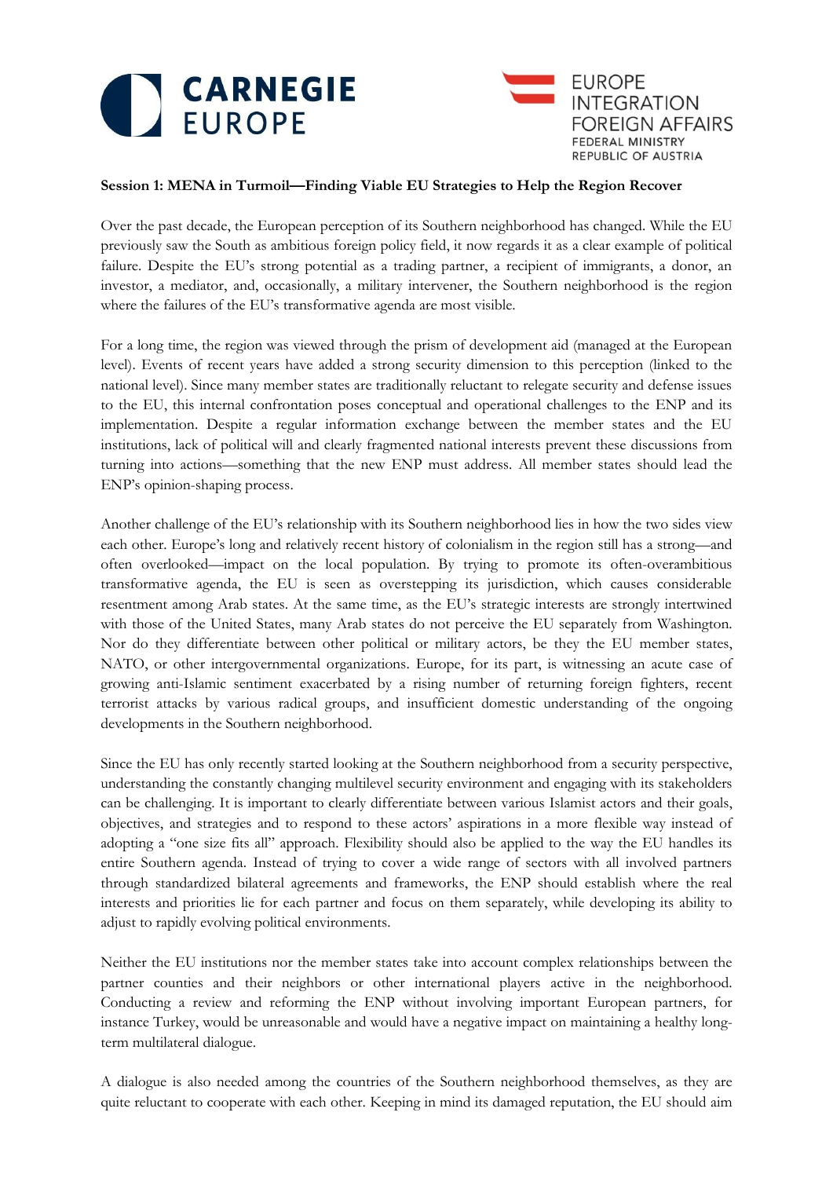**Session 1: MENA in Turmoil—Finding Viable EU Strategies to Help the Region Recover**

Over the past decade, the European perception of its Southern neighborhood has changed. While the EU previously saw the South as ambitious foreign policy field, it now regards it as a clear example of political failure. Despite the EU's strong potential as a trading partner, a recipient of immigrants, a donor, an investor, a mediator, and, occasionally, a military intervener, the Southern neighborhood is the region where the failures of the EU's transformative agenda are most visible.

For a long time, the region was viewed through the prism of development aid (managed at the European level). Events of recent years have added a strong security dimension to this perception (linked to the national level). Since many member states are traditionally reluctant to relegate security and defense issues to the EU, this internal confrontation poses conceptual and operational challenges to the ENP and its implementation. Despite a regular information exchange between the member states and the EU institutions, lack of political will and clearly fragmented national interests prevent these discussions from turning into actions—something that the new ENP must address. All member states should lead the ENP's opinion-shaping process.

Another challenge of the EU's relationship with its Southern neighborhood lies in how the two sides view each other. Europe's long and relatively recent history of colonialism in the region still has a strong—and often overlooked—impact on the local population. By trying to promote its often-overambitious transformative agenda, the EU is seen as overstepping its jurisdiction, which causes considerable resentment among Arab states. At the same time, as the EU's strategic interests are strongly intertwined with those of the United States, many Arab states do not perceive the EU separately from Washington. Nor do they differentiate between other political or military actors, be they the EU member states, NATO, or other intergovernmental organizations. Europe, for its part, is witnessing an acute case of growing anti-Islamic sentiment exacerbated by a rising number of returning foreign fighters, recent terrorist attacks by various radical groups, and insufficient domestic understanding of the ongoing developments in the Southern neighborhood.

Since the EU has only recently started looking at the Southern neighborhood from a security perspective, understanding the constantly changing multilevel security environment and engaging with its stakeholders can be challenging. It is important to clearly differentiate between various Islamist actors and their goals, objectives, and strategies and to respond to these actors' aspirations in a more flexible way instead of adopting a "one size fits all" approach. Flexibility should also be applied to the way the EU handles its entire Southern agenda. Instead of trying to cover a wide range of sectors with all involved partners through standardized bilateral agreements and frameworks, the ENP should establish where the real interests and priorities lie for each partner and focus on them separately, while developing its ability to adjust to rapidly evolving political environments.

Neither the EU institutions nor the member states take into account complex relationships between the partner counties and their neighbors or other international players active in the neighborhood. Conducting a review and reforming the ENP without involving important European partners, for instance Turkey, would be unreasonable and would have a negative impact on maintaining a healthy long-term multilateral dialogue.

A dialogue is also needed among the countries of the Southern neighborhood themselves, as they are quite reluctant to cooperate with each other. Keeping in mind its damaged reputation, the EU should aim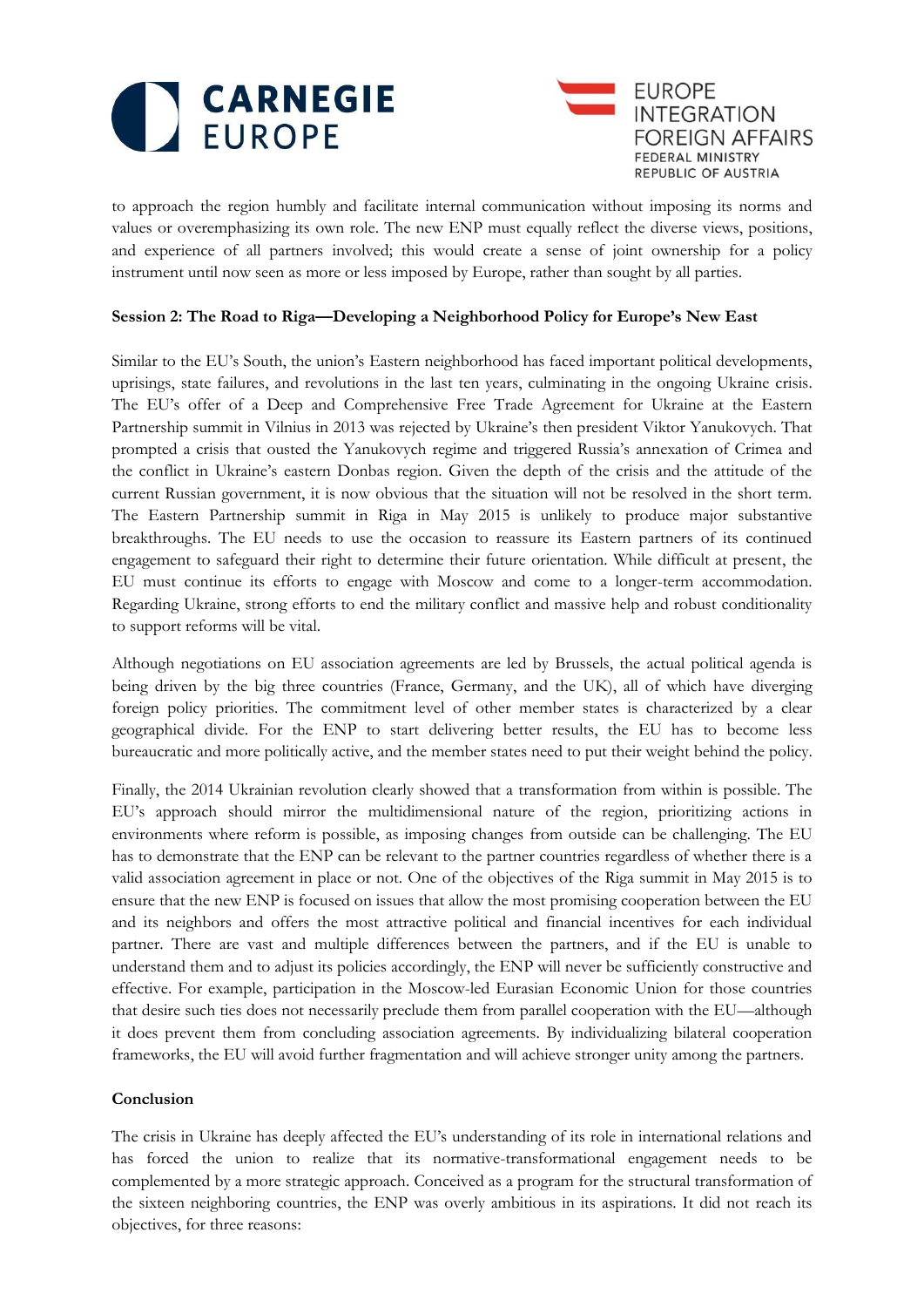to approach the region humbly and facilitate internal communication without imposing its norms and values or overemphasizing its own role. The new ENP must equally reflect the diverse views, positions, and experience of all partners involved; this would create a sense of joint ownership for a policy instrument until now seen as more or less imposed by Europe, rather than sought by all parties.

**Session 2: The Road to Riga—Developing a Neighborhood Policy for Europe's New East**

Similar to the EU's South, the union's Eastern neighborhood has faced important political developments, uprisings, state failures, and revolutions in the last ten years, culminating in the ongoing Ukraine crisis. The EU's offer of a Deep and Comprehensive Free Trade Agreement for Ukraine at the Eastern Partnership summit in Vilnius in 2013 was rejected by Ukraine's then president Viktor Yanukovych. That prompted a crisis that ousted the Yanukovych regime and triggered Russia's annexation of Crimea and the conflict in Ukraine's eastern Donbas region. Given the depth of the crisis and the attitude of the current Russian government, it is now obvious that the situation will not be resolved in the short term. The Eastern Partnership summit in Riga in May 2015 is unlikely to produce major substantive breakthroughs. The EU needs to use the occasion to reassure its Eastern partners of its continued engagement to safeguard their right to determine their future orientation. While difficult at present, the EU must continue its efforts to engage with Moscow and come to a longer-term accommodation. Regarding Ukraine, strong efforts to end the military conflict and massive help and robust conditionality to support reforms will be vital.

Although negotiations on EU association agreements are led by Brussels, the actual political agenda is being driven by the big three countries (France, Germany, and the UK), all of which have diverging foreign policy priorities. The commitment level of other member states is characterized by a clear geographical divide. For the ENP to start delivering better results, the EU has to become less bureaucratic and more politically active, and the member states need to put their weight behind the policy.

Finally, the 2014 Ukrainian revolution clearly showed that a transformation from within is possible. The EU's approach should mirror the multidimensional nature of the region, prioritizing actions in environments where reform is possible, as imposing changes from outside can be challenging. The EU has to demonstrate that the ENP can be relevant to the partner countries regardless of whether there is a valid association agreement in place or not. One of the objectives of the Riga summit in May 2015 is to ensure that the new ENP is focused on issues that allow the most promising cooperation between the EU and its neighbors and offers the most attractive political and financial incentives for each individual partner. There are vast and multiple differences between the partners, and if the EU is unable to understand them and to adjust its policies accordingly, the ENP will never be sufficiently constructive and effective. For example, participation in the Moscow-led Eurasian Economic Union for those countries that desire such ties does not necessarily preclude them from parallel cooperation with the EU—although it does prevent them from concluding association agreements. By individualizing bilateral cooperation frameworks, the EU will avoid further fragmentation and will achieve stronger unity among the partners.

**Conclusion**

The crisis in Ukraine has deeply affected the EU's understanding of its role in international relations and has forced the union to realize that its normative-transformational engagement needs to be complemented by a more strategic approach. Conceived as a program for the structural transformation of the sixteen neighboring countries, the ENP was overly ambitious in its aspirations. It did not reach its objectives, for three reasons: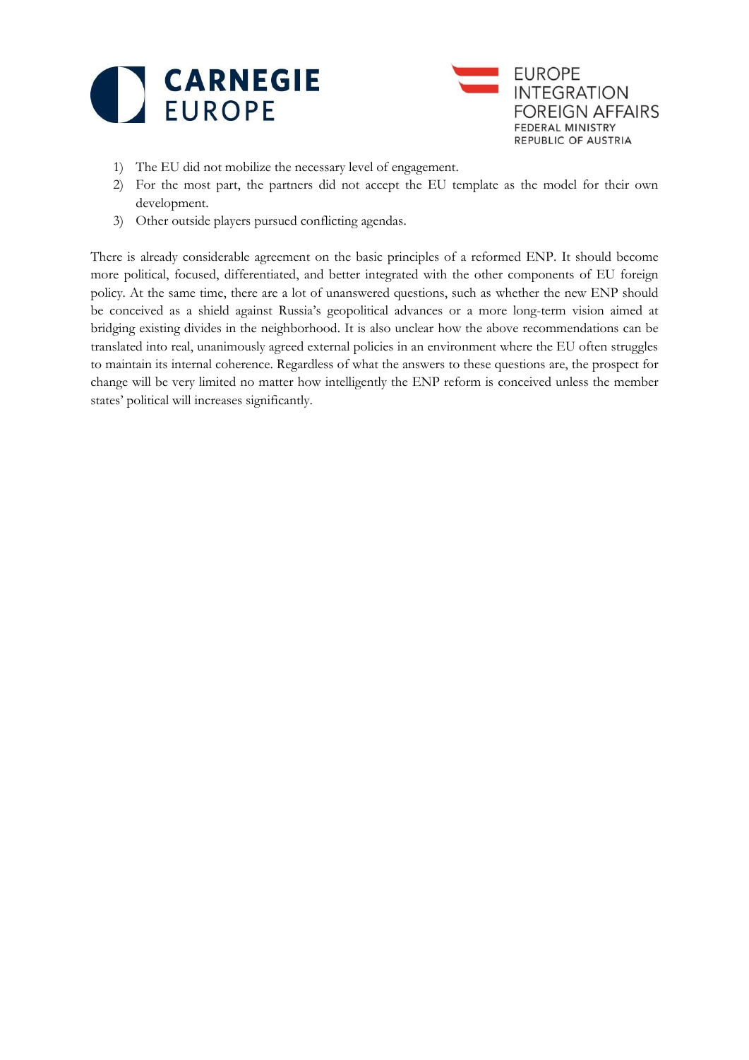1) The EU did not mobilize the necessary level of engagement.
2) For the most part, the partners did not accept the EU template as the model for their own development.
3) Other outside players pursued conflicting agendas.

There is already considerable agreement on the basic principles of a reformed ENP. It should become more political, focused, differentiated, and better integrated with the other components of EU foreign policy. At the same time, there are a lot of unanswered questions, such as whether the new ENP should be conceived as a shield against Russia's geopolitical advances or a more long-term vision aimed at bridging existing divides in the neighborhood. It is also unclear how the above recommendations can be translated into real, unanimously agreed external policies in an environment where the EU often struggles to maintain its internal coherence. Regardless of what the answers to these questions are, the prospect for change will be very limited no matter how intelligently the ENP reform is conceived unless the member states' political will increases significantly.